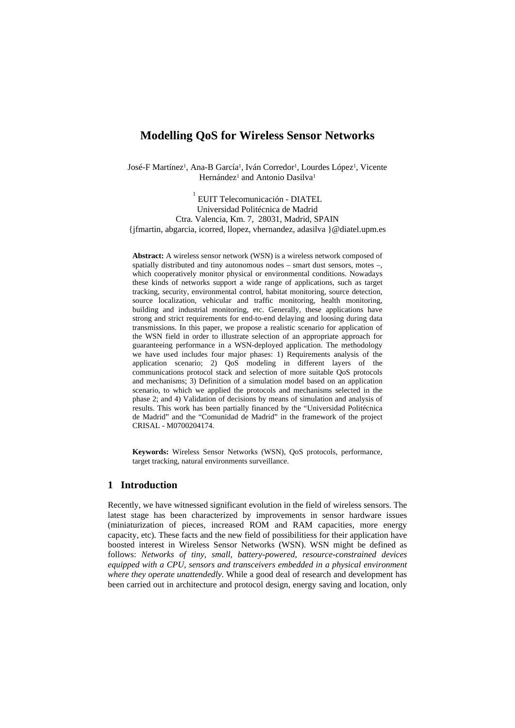# Modelling QoS for Wireless Sensor Networks

José-F Martínez[1], Ana-B García[1], Iván Corredor[1], Lourdes López[1], Vicente Hernández[1] and Antonio Dasilva[1]

[1] EUIT Telecomunicación - DIATEL
Universidad Politécnica de Madrid
Ctra. Valencia, Km. 7, 28031, Madrid, SPAIN
{jfmartin, abgarcia, icorred, llopez, vhernandez, adasilva }@diatel.upm.es

**Abstract:** A wireless sensor network (WSN) is a wireless network composed of spatially distributed and tiny autonomous nodes – smart dust sensors, motes –, which cooperatively monitor physical or environmental conditions. Nowadays these kinds of networks support a wide range of applications, such as target tracking, security, environmental control, habitat monitoring, source detection, source localization, vehicular and traffic monitoring, health monitoring, building and industrial monitoring, etc. Generally, these applications have strong and strict requirements for end-to-end delaying and loosing during data transmissions. In this paper, we propose a realistic scenario for application of the WSN field in order to illustrate selection of an appropriate approach for guaranteeing performance in a WSN-deployed application. The methodology we have used includes four major phases: 1) Requirements analysis of the application scenario; 2) QoS modeling in different layers of the communications protocol stack and selection of more suitable QoS protocols and mechanisms; 3) Definition of a simulation model based on an application scenario, to which we applied the protocols and mechanisms selected in the phase 2; and 4) Validation of decisions by means of simulation and analysis of results. This work has been partially financed by the "Universidad Politécnica de Madrid" and the "Comunidad de Madrid" in the framework of the project CRISAL - M0700204174.

**Keywords:** Wireless Sensor Networks (WSN), QoS protocols, performance, target tracking, natural environments surveillance.

## 1 Introduction

Recently, we have witnessed significant evolution in the field of wireless sensors. The latest stage has been characterized by improvements in sensor hardware issues (miniaturization of pieces, increased ROM and RAM capacities, more energy capacity, etc). These facts and the new field of possibilitiess for their application have boosted interest in Wireless Sensor Networks (WSN). WSN might be defined as follows: *Networks of tiny, small, battery-powered, resource-constrained devices equipped with a CPU, sensors and transceivers embedded in a physical environment where they operate unattendedly*. While a good deal of research and development has been carried out in architecture and protocol design, energy saving and location, only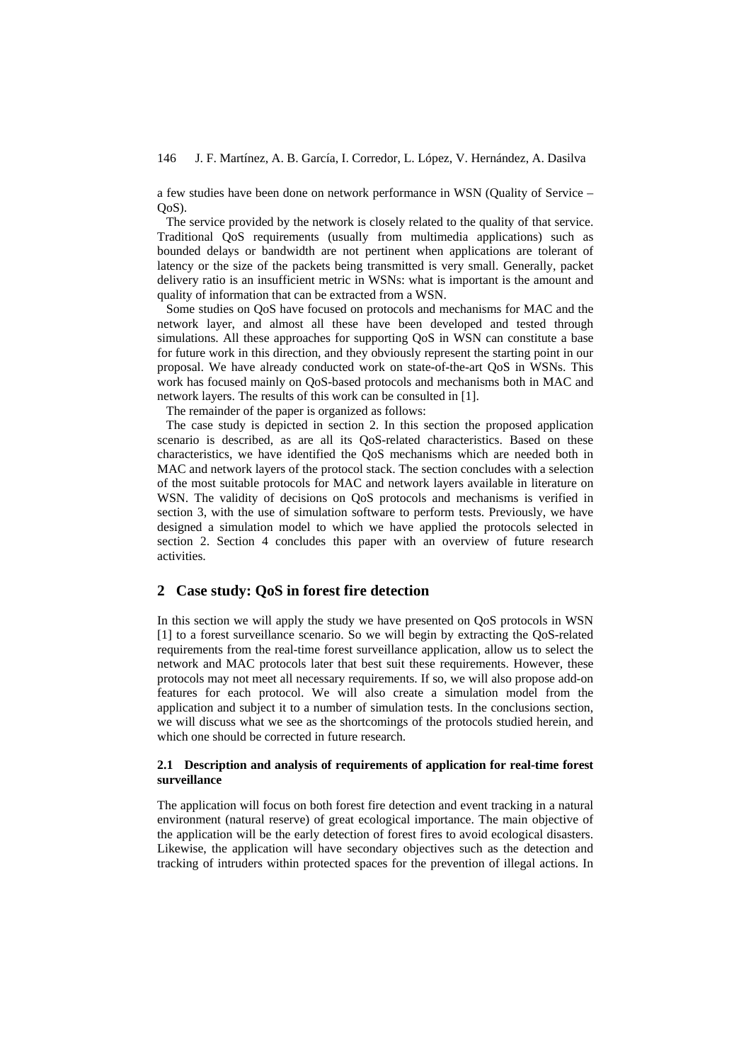a few studies have been done on network performance in WSN (Quality of Service – QoS).

The service provided by the network is closely related to the quality of that service. Traditional QoS requirements (usually from multimedia applications) such as bounded delays or bandwidth are not pertinent when applications are tolerant of latency or the size of the packets being transmitted is very small. Generally, packet delivery ratio is an insufficient metric in WSNs: what is important is the amount and quality of information that can be extracted from a WSN.

Some studies on QoS have focused on protocols and mechanisms for MAC and the network layer, and almost all these have been developed and tested through simulations. All these approaches for supporting QoS in WSN can constitute a base for future work in this direction, and they obviously represent the starting point in our proposal. We have already conducted work on state-of-the-art QoS in WSNs. This work has focused mainly on QoS-based protocols and mechanisms both in MAC and network layers. The results of this work can be consulted in [1].

The remainder of the paper is organized as follows:

The case study is depicted in section 2. In this section the proposed application scenario is described, as are all its QoS-related characteristics. Based on these characteristics, we have identified the QoS mechanisms which are needed both in MAC and network layers of the protocol stack. The section concludes with a selection of the most suitable protocols for MAC and network layers available in literature on WSN. The validity of decisions on QoS protocols and mechanisms is verified in section 3, with the use of simulation software to perform tests. Previously, we have designed a simulation model to which we have applied the protocols selected in section 2. Section 4 concludes this paper with an overview of future research activities.

## 2 Case study: QoS in forest fire detection

In this section we will apply the study we have presented on QoS protocols in WSN [1] to a forest surveillance scenario. So we will begin by extracting the QoS-related requirements from the real-time forest surveillance application, allow us to select the network and MAC protocols later that best suit these requirements. However, these protocols may not meet all necessary requirements. If so, we will also propose add-on features for each protocol. We will also create a simulation model from the application and subject it to a number of simulation tests. In the conclusions section, we will discuss what we see as the shortcomings of the protocols studied herein, and which one should be corrected in future research.

### 2.1 Description and analysis of requirements of application for real-time forest surveillance

The application will focus on both forest fire detection and event tracking in a natural environment (natural reserve) of great ecological importance. The main objective of the application will be the early detection of forest fires to avoid ecological disasters. Likewise, the application will have secondary objectives such as the detection and tracking of intruders within protected spaces for the prevention of illegal actions. In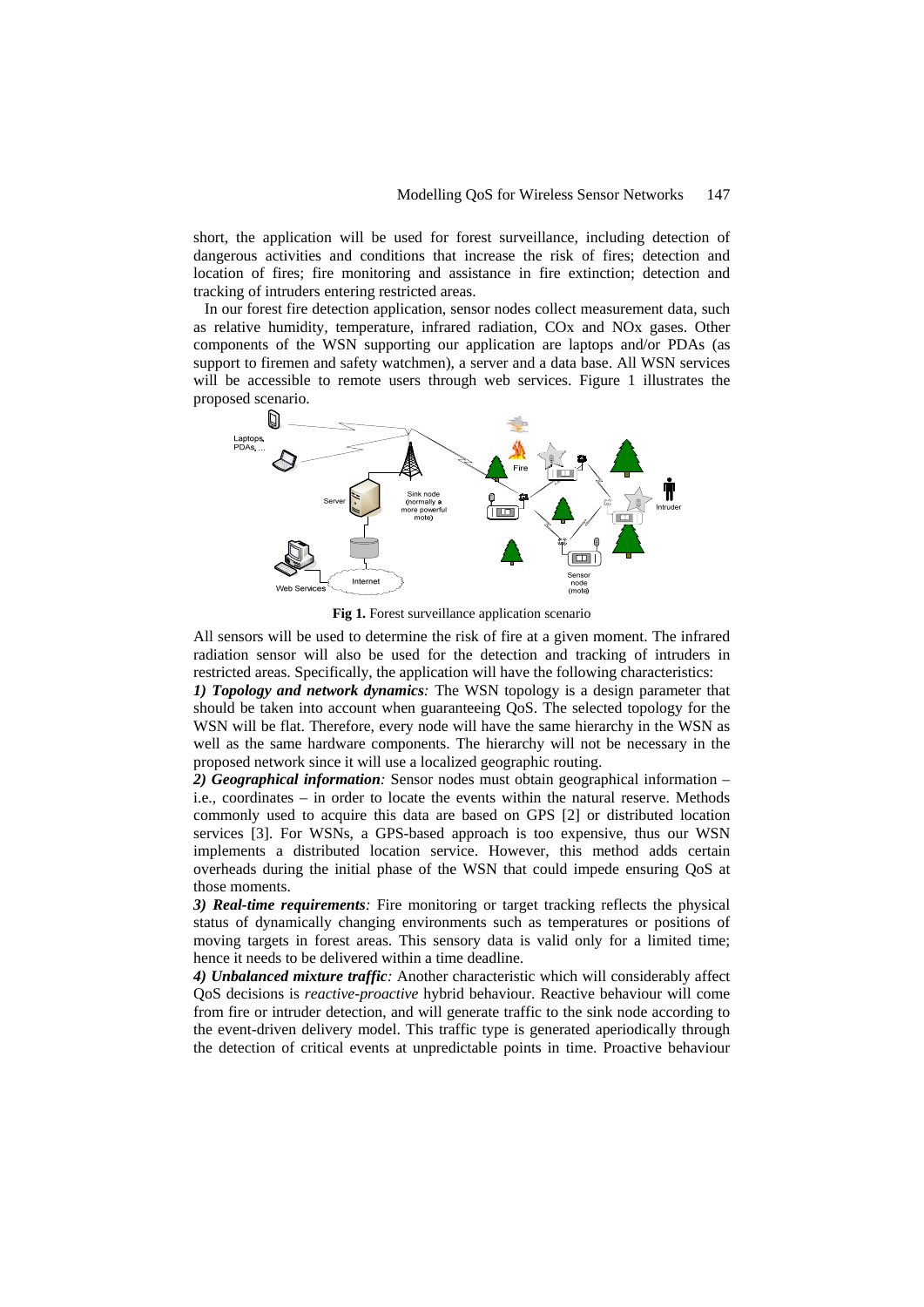short, the application will be used for forest surveillance, including detection of dangerous activities and conditions that increase the risk of fires; detection and location of fires; fire monitoring and assistance in fire extinction; detection and tracking of intruders entering restricted areas.

In our forest fire detection application, sensor nodes collect measurement data, such as relative humidity, temperature, infrared radiation, COx and NOx gases. Other components of the WSN supporting our application are laptops and/or PDAs (as support to firemen and safety watchmen), a server and a data base. All WSN services will be accessible to remote users through web services. Figure 1 illustrates the proposed scenario.

**Fig 1.** Forest surveillance application scenario

All sensors will be used to determine the risk of fire at a given moment. The infrared radiation sensor will also be used for the detection and tracking of intruders in restricted areas. Specifically, the application will have the following characteristics:

***1) Topology and network dynamics**:* The WSN topology is a design parameter that should be taken into account when guaranteeing QoS. The selected topology for the WSN will be flat. Therefore, every node will have the same hierarchy in the WSN as well as the same hardware components. The hierarchy will not be necessary in the proposed network since it will use a localized geographic routing.

***2) Geographical information**:* Sensor nodes must obtain geographical information – i.e., coordinates – in order to locate the events within the natural reserve. Methods commonly used to acquire this data are based on GPS [2] or distributed location services [3]. For WSNs, a GPS-based approach is too expensive, thus our WSN implements a distributed location service. However, this method adds certain overheads during the initial phase of the WSN that could impede ensuring QoS at those moments.

***3) Real-time requirements**:* Fire monitoring or target tracking reflects the physical status of dynamically changing environments such as temperatures or positions of moving targets in forest areas. This sensory data is valid only for a limited time; hence it needs to be delivered within a time deadline.

***4) Unbalanced mixture traffic**:* Another characteristic which will considerably affect QoS decisions is *reactive-proactive* hybrid behaviour. Reactive behaviour will come from fire or intruder detection, and will generate traffic to the sink node according to the event-driven delivery model. This traffic type is generated aperiodically through the detection of critical events at unpredictable points in time. Proactive behaviour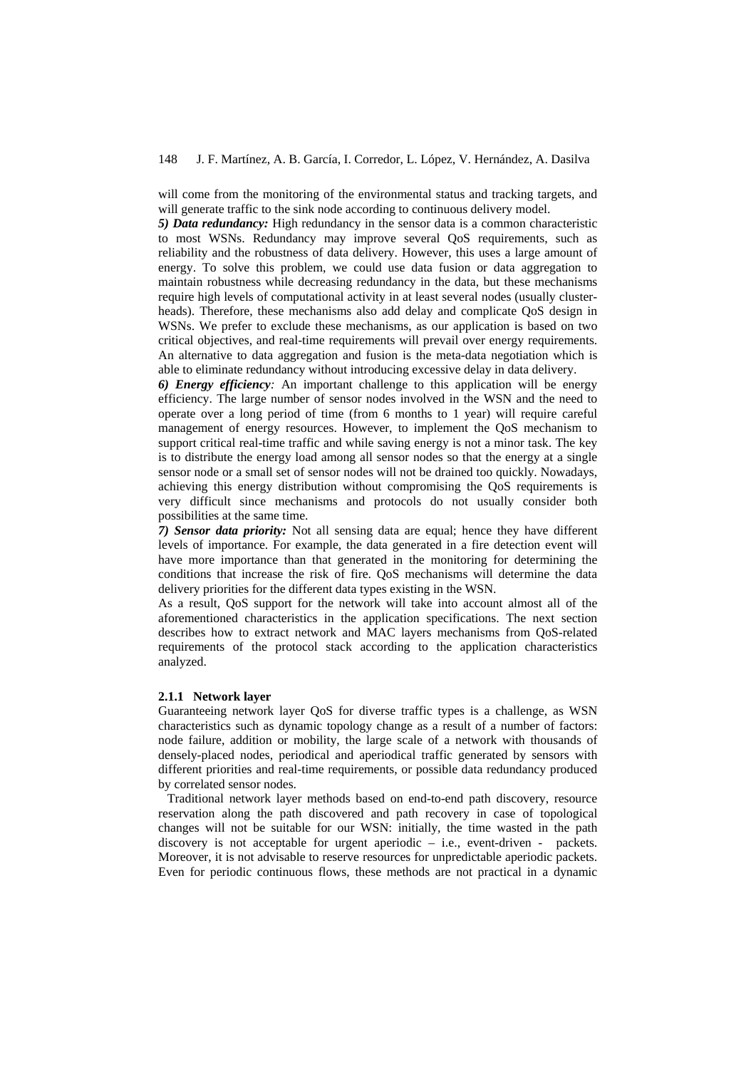will come from the monitoring of the environmental status and tracking targets, and will generate traffic to the sink node according to continuous delivery model.

***5) Data redundancy:*** High redundancy in the sensor data is a common characteristic to most WSNs. Redundancy may improve several QoS requirements, such as reliability and the robustness of data delivery. However, this uses a large amount of energy. To solve this problem, we could use data fusion or data aggregation to maintain robustness while decreasing redundancy in the data, but these mechanisms require high levels of computational activity in at least several nodes (usually cluster-heads). Therefore, these mechanisms also add delay and complicate QoS design in WSNs. We prefer to exclude these mechanisms, as our application is based on two critical objectives, and real-time requirements will prevail over energy requirements. An alternative to data aggregation and fusion is the meta-data negotiation which is able to eliminate redundancy without introducing excessive delay in data delivery.

***6) Energy efficiency****:* An important challenge to this application will be energy efficiency. The large number of sensor nodes involved in the WSN and the need to operate over a long period of time (from 6 months to 1 year) will require careful management of energy resources. However, to implement the QoS mechanism to support critical real-time traffic and while saving energy is not a minor task. The key is to distribute the energy load among all sensor nodes so that the energy at a single sensor node or a small set of sensor nodes will not be drained too quickly. Nowadays, achieving this energy distribution without compromising the QoS requirements is very difficult since mechanisms and protocols do not usually consider both possibilities at the same time.

***7) Sensor data priority:*** Not all sensing data are equal; hence they have different levels of importance. For example, the data generated in a fire detection event will have more importance than that generated in the monitoring for determining the conditions that increase the risk of fire. QoS mechanisms will determine the data delivery priorities for the different data types existing in the WSN.

As a result, QoS support for the network will take into account almost all of the aforementioned characteristics in the application specifications. The next section describes how to extract network and MAC layers mechanisms from QoS-related requirements of the protocol stack according to the application characteristics analyzed.

#### 2.1.1 Network layer

Guaranteeing network layer QoS for diverse traffic types is a challenge, as WSN characteristics such as dynamic topology change as a result of a number of factors: node failure, addition or mobility, the large scale of a network with thousands of densely-placed nodes, periodical and aperiodical traffic generated by sensors with different priorities and real-time requirements, or possible data redundancy produced by correlated sensor nodes.

Traditional network layer methods based on end-to-end path discovery, resource reservation along the path discovered and path recovery in case of topological changes will not be suitable for our WSN: initially, the time wasted in the path discovery is not acceptable for urgent aperiodic – i.e., event-driven - packets. Moreover, it is not advisable to reserve resources for unpredictable aperiodic packets. Even for periodic continuous flows, these methods are not practical in a dynamic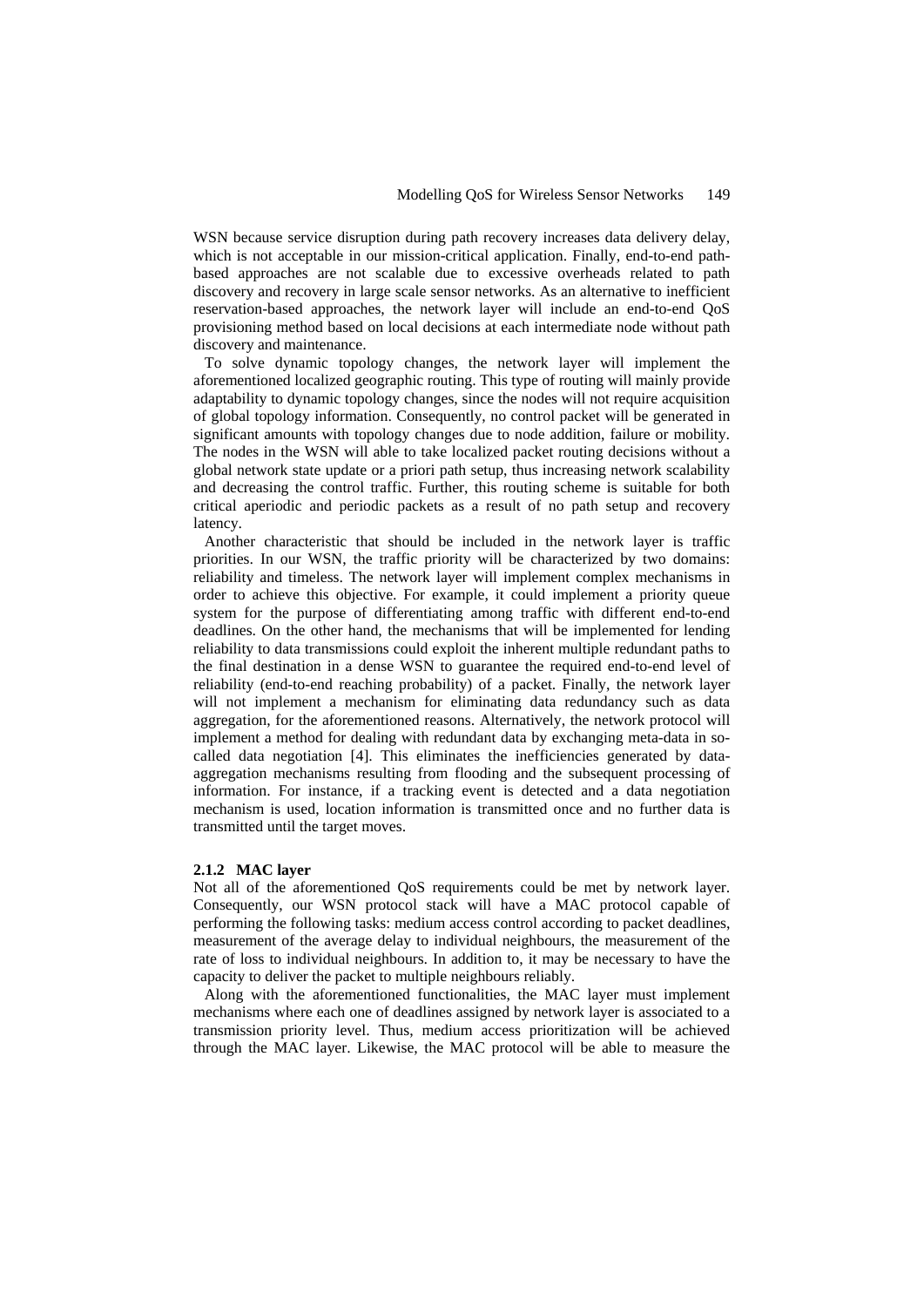WSN because service disruption during path recovery increases data delivery delay, which is not acceptable in our mission-critical application. Finally, end-to-end path-based approaches are not scalable due to excessive overheads related to path discovery and recovery in large scale sensor networks. As an alternative to inefficient reservation-based approaches, the network layer will include an end-to-end QoS provisioning method based on local decisions at each intermediate node without path discovery and maintenance.

To solve dynamic topology changes, the network layer will implement the aforementioned localized geographic routing. This type of routing will mainly provide adaptability to dynamic topology changes, since the nodes will not require acquisition of global topology information. Consequently, no control packet will be generated in significant amounts with topology changes due to node addition, failure or mobility. The nodes in the WSN will able to take localized packet routing decisions without a global network state update or a priori path setup, thus increasing network scalability and decreasing the control traffic. Further, this routing scheme is suitable for both critical aperiodic and periodic packets as a result of no path setup and recovery latency.

Another characteristic that should be included in the network layer is traffic priorities. In our WSN, the traffic priority will be characterized by two domains: reliability and timeless. The network layer will implement complex mechanisms in order to achieve this objective. For example, it could implement a priority queue system for the purpose of differentiating among traffic with different end-to-end deadlines. On the other hand, the mechanisms that will be implemented for lending reliability to data transmissions could exploit the inherent multiple redundant paths to the final destination in a dense WSN to guarantee the required end-to-end level of reliability (end-to-end reaching probability) of a packet. Finally, the network layer will not implement a mechanism for eliminating data redundancy such as data aggregation, for the aforementioned reasons. Alternatively, the network protocol will implement a method for dealing with redundant data by exchanging meta-data in so-called data negotiation [4]. This eliminates the inefficiencies generated by data-aggregation mechanisms resulting from flooding and the subsequent processing of information. For instance, if a tracking event is detected and a data negotiation mechanism is used, location information is transmitted once and no further data is transmitted until the target moves.

### 2.1.2 MAC layer

Not all of the aforementioned QoS requirements could be met by network layer. Consequently, our WSN protocol stack will have a MAC protocol capable of performing the following tasks: medium access control according to packet deadlines, measurement of the average delay to individual neighbours, the measurement of the rate of loss to individual neighbours. In addition to, it may be necessary to have the capacity to deliver the packet to multiple neighbours reliably.

Along with the aforementioned functionalities, the MAC layer must implement mechanisms where each one of deadlines assigned by network layer is associated to a transmission priority level. Thus, medium access prioritization will be achieved through the MAC layer. Likewise, the MAC protocol will be able to measure the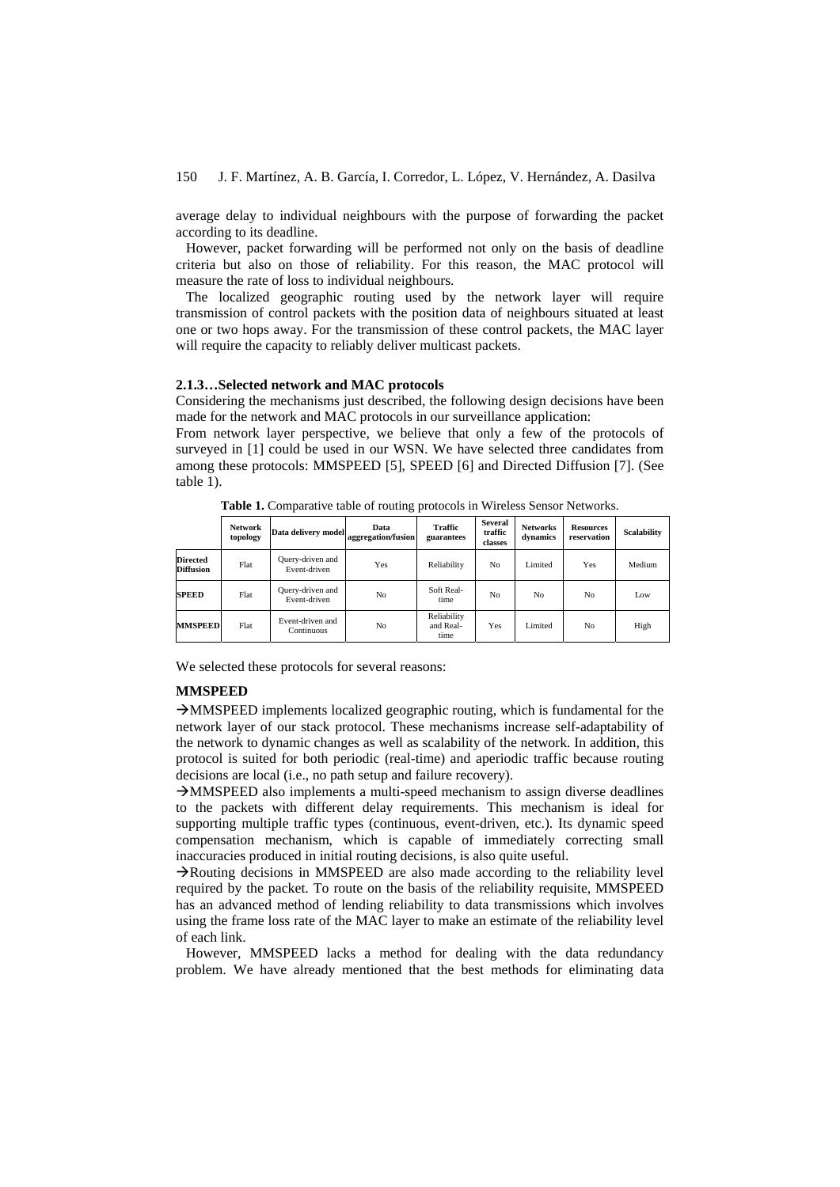average delay to individual neighbours with the purpose of forwarding the packet according to its deadline.

However, packet forwarding will be performed not only on the basis of deadline criteria but also on those of reliability. For this reason, the MAC protocol will measure the rate of loss to individual neighbours.

The localized geographic routing used by the network layer will require transmission of control packets with the position data of neighbours situated at least one or two hops away. For the transmission of these control packets, the MAC layer will require the capacity to reliably deliver multicast packets.

### 2.1.3…Selected network and MAC protocols

Considering the mechanisms just described, the following design decisions have been made for the network and MAC protocols in our surveillance application:

From network layer perspective, we believe that only a few of the protocols of surveyed in [1] could be used in our WSN. We have selected three candidates from among these protocols: MMSPEED [5], SPEED [6] and Directed Diffusion [7]. (See table 1).

**Table 1.** Comparative table of routing protocols in Wireless Sensor Networks.

| | Network topology | Data delivery model | Data aggregation/fusion | Traffic guarantees | Several traffic classes | Networks dynamics | Resources reservation | Scalability |
|---|---|---|---|---|---|---|---|---|
| **Directed Diffusion** | Flat | Query-driven and Event-driven | Yes | Reliability | No | Limited | Yes | Medium |
| **SPEED** | Flat | Query-driven and Event-driven | No | Soft Real-time | No | No | No | Low |
| **MMSPEED** | Flat | Event-driven and Continuous | No | Reliability and Real-time | Yes | Limited | No | High |

We selected these protocols for several reasons:

**MMSPEED**

→MMSPEED implements localized geographic routing, which is fundamental for the network layer of our stack protocol. These mechanisms increase self-adaptability of the network to dynamic changes as well as scalability of the network. In addition, this protocol is suited for both periodic (real-time) and aperiodic traffic because routing decisions are local (i.e., no path setup and failure recovery).

→MMSPEED also implements a multi-speed mechanism to assign diverse deadlines to the packets with different delay requirements. This mechanism is ideal for supporting multiple traffic types (continuous, event-driven, etc.). Its dynamic speed compensation mechanism, which is capable of immediately correcting small inaccuracies produced in initial routing decisions, is also quite useful.

→Routing decisions in MMSPEED are also made according to the reliability level required by the packet. To route on the basis of the reliability requisite, MMSPEED has an advanced method of lending reliability to data transmissions which involves using the frame loss rate of the MAC layer to make an estimate of the reliability level of each link.

However, MMSPEED lacks a method for dealing with the data redundancy problem. We have already mentioned that the best methods for eliminating data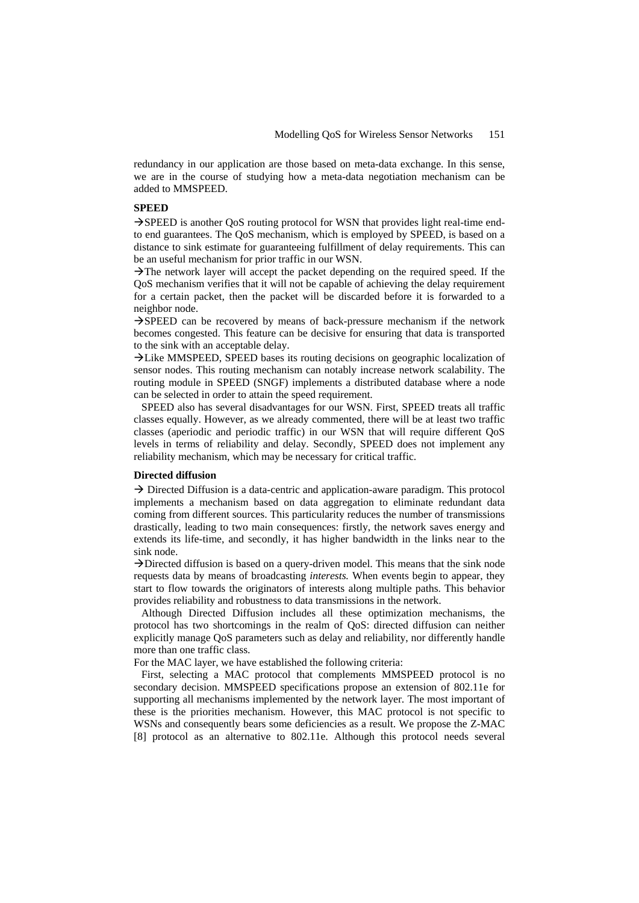redundancy in our application are those based on meta-data exchange. In this sense, we are in the course of studying how a meta-data negotiation mechanism can be added to MMSPEED.

**SPEED**

→SPEED is another QoS routing protocol for WSN that provides light real-time end-to end guarantees. The QoS mechanism, which is employed by SPEED, is based on a distance to sink estimate for guaranteeing fulfillment of delay requirements. This can be an useful mechanism for prior traffic in our WSN.

→The network layer will accept the packet depending on the required speed. If the QoS mechanism verifies that it will not be capable of achieving the delay requirement for a certain packet, then the packet will be discarded before it is forwarded to a neighbor node.

→SPEED can be recovered by means of back-pressure mechanism if the network becomes congested. This feature can be decisive for ensuring that data is transported to the sink with an acceptable delay.

→Like MMSPEED, SPEED bases its routing decisions on geographic localization of sensor nodes. This routing mechanism can notably increase network scalability. The routing module in SPEED (SNGF) implements a distributed database where a node can be selected in order to attain the speed requirement.

SPEED also has several disadvantages for our WSN. First, SPEED treats all traffic classes equally. However, as we already commented, there will be at least two traffic classes (aperiodic and periodic traffic) in our WSN that will require different QoS levels in terms of reliability and delay. Secondly, SPEED does not implement any reliability mechanism, which may be necessary for critical traffic.

**Directed diffusion**

→ Directed Diffusion is a data-centric and application-aware paradigm. This protocol implements a mechanism based on data aggregation to eliminate redundant data coming from different sources. This particularity reduces the number of transmissions drastically, leading to two main consequences: firstly, the network saves energy and extends its life-time, and secondly, it has higher bandwidth in the links near to the sink node.

→Directed diffusion is based on a query-driven model. This means that the sink node requests data by means of broadcasting *interests.* When events begin to appear, they start to flow towards the originators of interests along multiple paths. This behavior provides reliability and robustness to data transmissions in the network.

Although Directed Diffusion includes all these optimization mechanisms, the protocol has two shortcomings in the realm of QoS: directed diffusion can neither explicitly manage QoS parameters such as delay and reliability, nor differently handle more than one traffic class.

For the MAC layer, we have established the following criteria:

First, selecting a MAC protocol that complements MMSPEED protocol is no secondary decision. MMSPEED specifications propose an extension of 802.11e for supporting all mechanisms implemented by the network layer. The most important of these is the priorities mechanism. However, this MAC protocol is not specific to WSNs and consequently bears some deficiencies as a result. We propose the Z-MAC [8] protocol as an alternative to 802.11e. Although this protocol needs several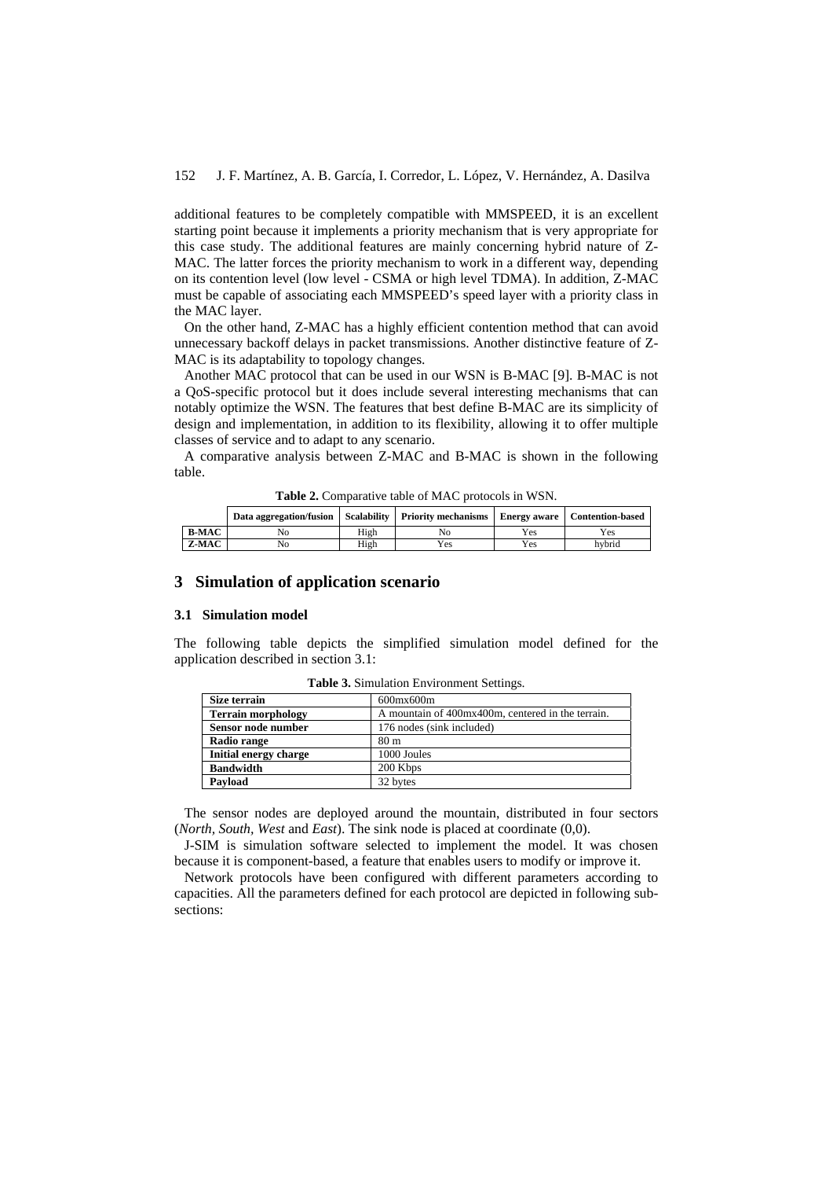additional features to be completely compatible with MMSPEED, it is an excellent starting point because it implements a priority mechanism that is very appropriate for this case study. The additional features are mainly concerning hybrid nature of Z-MAC. The latter forces the priority mechanism to work in a different way, depending on its contention level (low level - CSMA or high level TDMA). In addition, Z-MAC must be capable of associating each MMSPEED's speed layer with a priority class in the MAC layer.

On the other hand, Z-MAC has a highly efficient contention method that can avoid unnecessary backoff delays in packet transmissions. Another distinctive feature of Z-MAC is its adaptability to topology changes.

Another MAC protocol that can be used in our WSN is B-MAC [9]. B-MAC is not a QoS-specific protocol but it does include several interesting mechanisms that can notably optimize the WSN. The features that best define B-MAC are its simplicity of design and implementation, in addition to its flexibility, allowing it to offer multiple classes of service and to adapt to any scenario.

A comparative analysis between Z-MAC and B-MAC is shown in the following table.

**Table 2.** Comparative table of MAC protocols in WSN.

| | Data aggregation/fusion | Scalability | Priority mechanisms | Energy aware | Contention-based |
|---|---|---|---|---|---|
| **B-MAC** | No | High | No | Yes | Yes |
| **Z-MAC** | No | High | Yes | Yes | hybrid |

## 3 Simulation of application scenario

### 3.1 Simulation model

The following table depicts the simplified simulation model defined for the application described in section 3.1:

**Table 3.** Simulation Environment Settings.

| | |
|---|---|
| **Size terrain** | 600mx600m |
| **Terrain morphology** | A mountain of 400mx400m, centered in the terrain. |
| **Sensor node number** | 176 nodes (sink included) |
| **Radio range** | 80 m |
| **Initial energy charge** | 1000 Joules |
| **Bandwidth** | 200 Kbps |
| **Payload** | 32 bytes |

The sensor nodes are deployed around the mountain, distributed in four sectors (*North, South, West* and *East*). The sink node is placed at coordinate (0,0).

J-SIM is simulation software selected to implement the model. It was chosen because it is component-based, a feature that enables users to modify or improve it.

Network protocols have been configured with different parameters according to capacities. All the parameters defined for each protocol are depicted in following sub-sections: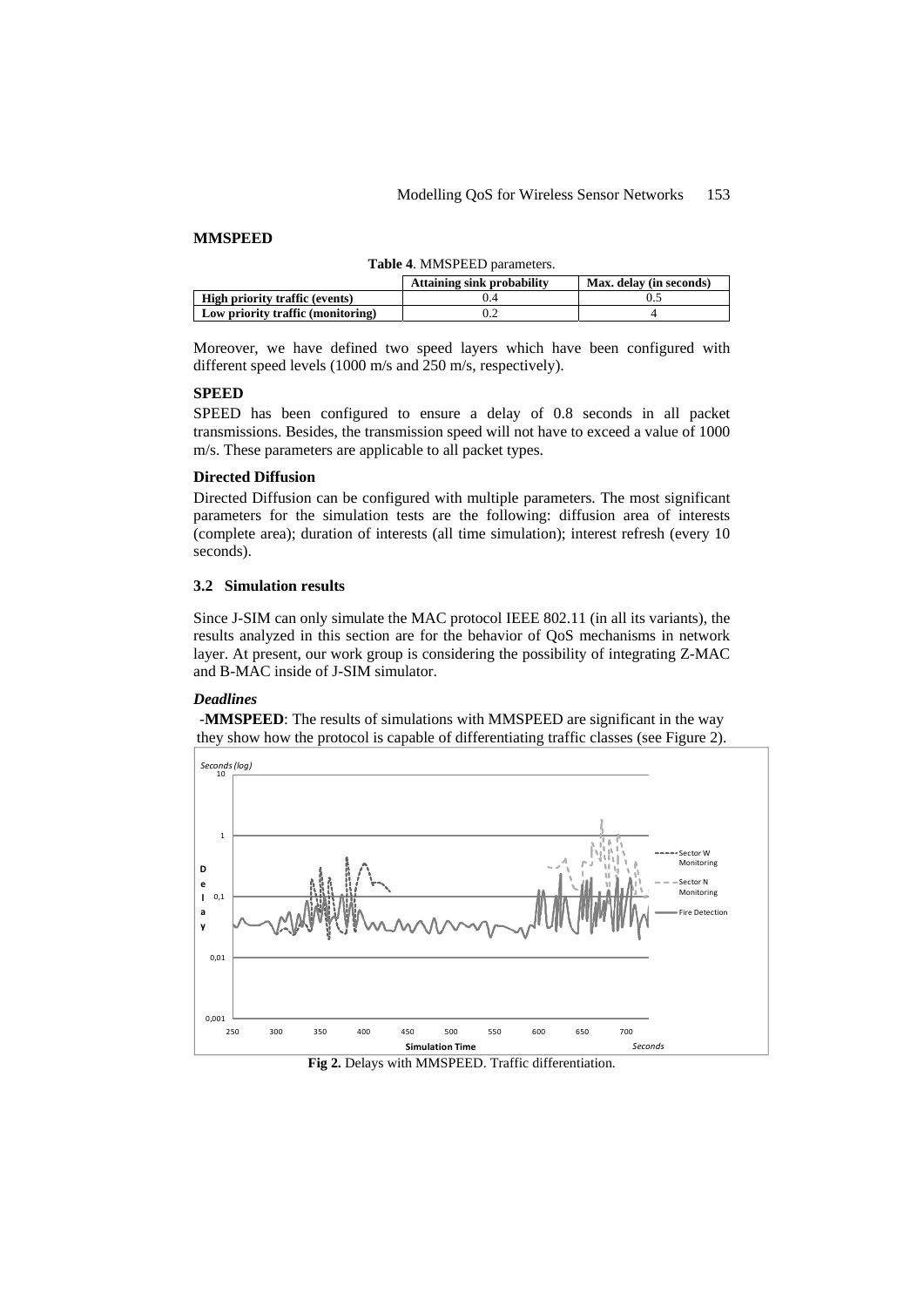**MMSPEED**

**Table 4**. MMSPEED parameters.

| | Attaining sink probability | Max. delay (in seconds) |
|---|---|---|
| **High priority traffic (events)** | 0.4 | 0.5 |
| **Low priority traffic (monitoring)** | 0.2 | 4 |

Moreover, we have defined two speed layers which have been configured with different speed levels (1000 m/s and 250 m/s, respectively).

**SPEED**

SPEED has been configured to ensure a delay of 0.8 seconds in all packet transmissions. Besides, the transmission speed will not have to exceed a value of 1000 m/s. These parameters are applicable to all packet types.

**Directed Diffusion**

Directed Diffusion can be configured with multiple parameters. The most significant parameters for the simulation tests are the following: diffusion area of interests (complete area); duration of interests (all time simulation); interest refresh (every 10 seconds).

### 3.2 Simulation results

Since J-SIM can only simulate the MAC protocol IEEE 802.11 (in all its variants), the results analyzed in this section are for the behavior of QoS mechanisms in network layer. At present, our work group is considering the possibility of integrating Z-MAC and B-MAC inside of J-SIM simulator.

***Deadlines***

-**MMSPEED**: The results of simulations with MMSPEED are significant in the way they show how the protocol is capable of differentiating traffic classes (see Figure 2).

**Fig 2.** Delays with MMSPEED. Traffic differentiation.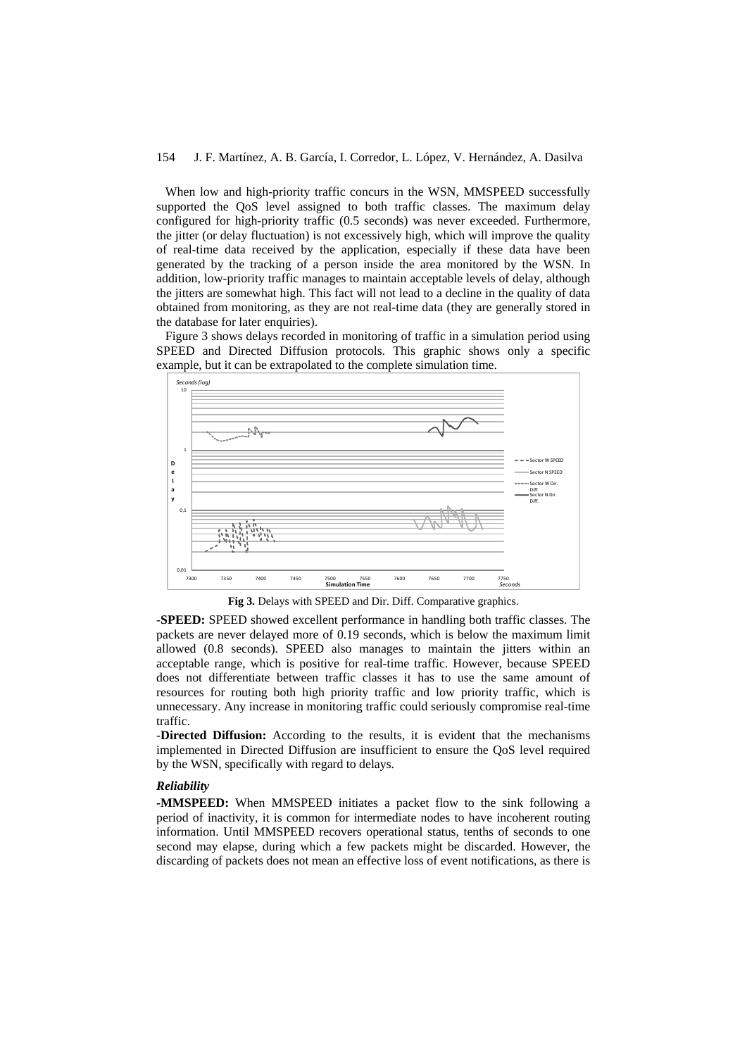When low and high-priority traffic concurs in the WSN, MMSPEED successfully supported the QoS level assigned to both traffic classes. The maximum delay configured for high-priority traffic (0.5 seconds) was never exceeded. Furthermore, the jitter (or delay fluctuation) is not excessively high, which will improve the quality of real-time data received by the application, especially if these data have been generated by the tracking of a person inside the area monitored by the WSN. In addition, low-priority traffic manages to maintain acceptable levels of delay, although the jitters are somewhat high. This fact will not lead to a decline in the quality of data obtained from monitoring, as they are not real-time data (they are generally stored in the database for later enquiries).

Figure 3 shows delays recorded in monitoring of traffic in a simulation period using SPEED and Directed Diffusion protocols. This graphic shows only a specific example, but it can be extrapolated to the complete simulation time.

**Fig 3.** Delays with SPEED and Dir. Diff. Comparative graphics.

-**SPEED:** SPEED showed excellent performance in handling both traffic classes. The packets are never delayed more of 0.19 seconds, which is below the maximum limit allowed (0.8 seconds). SPEED also manages to maintain the jitters within an acceptable range, which is positive for real-time traffic. However, because SPEED does not differentiate between traffic classes it has to use the same amount of resources for routing both high priority traffic and low priority traffic, which is unnecessary. Any increase in monitoring traffic could seriously compromise real-time traffic.

-**Directed Diffusion:** According to the results, it is evident that the mechanisms implemented in Directed Diffusion are insufficient to ensure the QoS level required by the WSN, specifically with regard to delays.

### *Reliability*

**-MMSPEED:** When MMSPEED initiates a packet flow to the sink following a period of inactivity, it is common for intermediate nodes to have incoherent routing information. Until MMSPEED recovers operational status, tenths of seconds to one second may elapse, during which a few packets might be discarded. However, the discarding of packets does not mean an effective loss of event notifications, as there is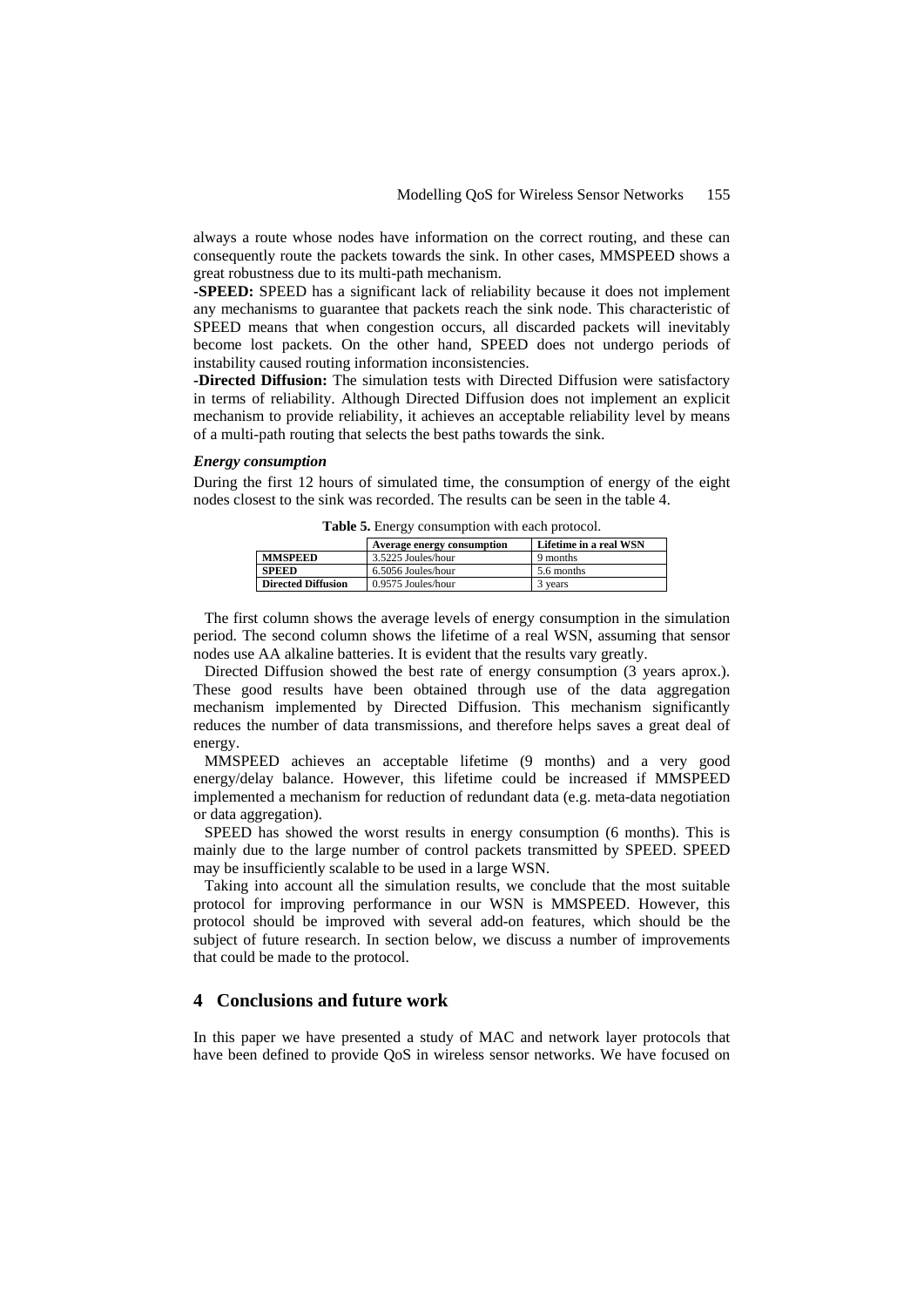always a route whose nodes have information on the correct routing, and these can consequently route the packets towards the sink. In other cases, MMSPEED shows a great robustness due to its multi-path mechanism.

-**SPEED:** SPEED has a significant lack of reliability because it does not implement any mechanisms to guarantee that packets reach the sink node. This characteristic of SPEED means that when congestion occurs, all discarded packets will inevitably become lost packets. On the other hand, SPEED does not undergo periods of instability caused routing information inconsistencies.

-**Directed Diffusion:** The simulation tests with Directed Diffusion were satisfactory in terms of reliability. Although Directed Diffusion does not implement an explicit mechanism to provide reliability, it achieves an acceptable reliability level by means of a multi-path routing that selects the best paths towards the sink.

***Energy consumption***

During the first 12 hours of simulated time, the consumption of energy of the eight nodes closest to the sink was recorded. The results can be seen in the table 4.

**Table 5.** Energy consumption with each protocol.

| | Average energy consumption | Lifetime in a real WSN |
|---|---|---|
| **MMSPEED** | 3.5225 Joules/hour | 9 months |
| **SPEED** | 6.5056 Joules/hour | 5.6 months |
| **Directed Diffusion** | 0.9575 Joules/hour | 3 years |

The first column shows the average levels of energy consumption in the simulation period. The second column shows the lifetime of a real WSN, assuming that sensor nodes use AA alkaline batteries. It is evident that the results vary greatly.

Directed Diffusion showed the best rate of energy consumption (3 years aprox.). These good results have been obtained through use of the data aggregation mechanism implemented by Directed Diffusion. This mechanism significantly reduces the number of data transmissions, and therefore helps saves a great deal of energy.

MMSPEED achieves an acceptable lifetime (9 months) and a very good energy/delay balance. However, this lifetime could be increased if MMSPEED implemented a mechanism for reduction of redundant data (e.g. meta-data negotiation or data aggregation).

SPEED has showed the worst results in energy consumption (6 months). This is mainly due to the large number of control packets transmitted by SPEED. SPEED may be insufficiently scalable to be used in a large WSN.

Taking into account all the simulation results, we conclude that the most suitable protocol for improving performance in our WSN is MMSPEED. However, this protocol should be improved with several add-on features, which should be the subject of future research. In section below, we discuss a number of improvements that could be made to the protocol.

## 4 Conclusions and future work

In this paper we have presented a study of MAC and network layer protocols that have been defined to provide QoS in wireless sensor networks. We have focused on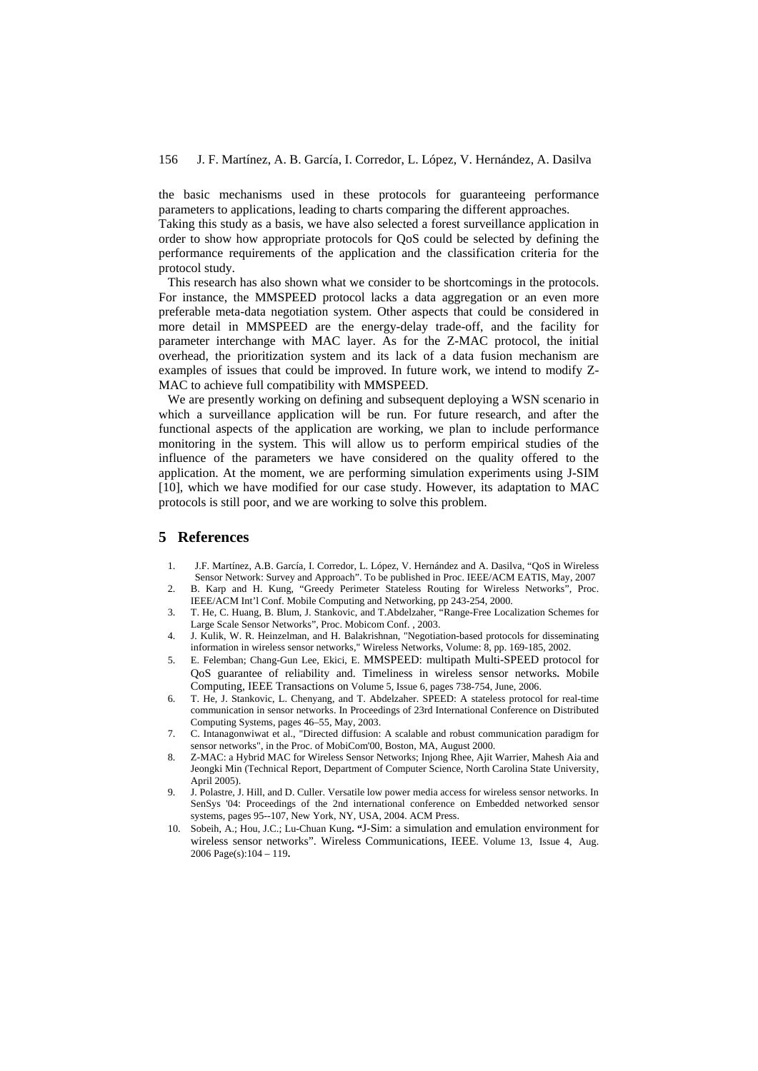the basic mechanisms used in these protocols for guaranteeing performance parameters to applications, leading to charts comparing the different approaches.
Taking this study as a basis, we have also selected a forest surveillance application in order to show how appropriate protocols for QoS could be selected by defining the performance requirements of the application and the classification criteria for the protocol study.

This research has also shown what we consider to be shortcomings in the protocols. For instance, the MMSPEED protocol lacks a data aggregation or an even more preferable meta-data negotiation system. Other aspects that could be considered in more detail in MMSPEED are the energy-delay trade-off, and the facility for parameter interchange with MAC layer. As for the Z-MAC protocol, the initial overhead, the prioritization system and its lack of a data fusion mechanism are examples of issues that could be improved. In future work, we intend to modify Z-MAC to achieve full compatibility with MMSPEED.

We are presently working on defining and subsequent deploying a WSN scenario in which a surveillance application will be run. For future research, and after the functional aspects of the application are working, we plan to include performance monitoring in the system. This will allow us to perform empirical studies of the influence of the parameters we have considered on the quality offered to the application. At the moment, we are performing simulation experiments using J-SIM [10], which we have modified for our case study. However, its adaptation to MAC protocols is still poor, and we are working to solve this problem.

## 5 References

1. J.F. Martínez, A.B. García, I. Corredor, L. López, V. Hernández and A. Dasilva, "QoS in Wireless Sensor Network: Survey and Approach". To be published in Proc. IEEE/ACM EATIS, May, 2007
2. B. Karp and H. Kung, "Greedy Perimeter Stateless Routing for Wireless Networks", Proc. IEEE/ACM Int'l Conf. Mobile Computing and Networking, pp 243-254, 2000.
3. T. He, C. Huang, B. Blum, J. Stankovic, and T.Abdelzaher, "Range-Free Localization Schemes for Large Scale Sensor Networks", Proc. Mobicom Conf. , 2003.
4. J. Kulik, W. R. Heinzelman, and H. Balakrishnan, "Negotiation-based protocols for disseminating information in wireless sensor networks," Wireless Networks, Volume: 8, pp. 169-185, 2002.
5. E. Felemban; Chang-Gun Lee, Ekici, E. MMSPEED: multipath Multi-SPEED protocol for QoS guarantee of reliability and. Timeliness in wireless sensor networks. Mobile Computing, IEEE Transactions on Volume 5, Issue 6, pages 738-754, June, 2006.
6. T. He, J. Stankovic, L. Chenyang, and T. Abdelzaher. SPEED: A stateless protocol for real-time communication in sensor networks. In Proceedings of 23rd International Conference on Distributed Computing Systems, pages 46–55, May, 2003.
7. C. Intanagonwiwat et al., "Directed diffusion: A scalable and robust communication paradigm for sensor networks", in the Proc. of MobiCom'00, Boston, MA, August 2000.
8. Z-MAC: a Hybrid MAC for Wireless Sensor Networks; Injong Rhee, Ajit Warrier, Mahesh Aia and Jeongki Min (Technical Report, Department of Computer Science, North Carolina State University, April 2005).
9. J. Polastre, J. Hill, and D. Culler. Versatile low power media access for wireless sensor networks. In SenSys '04: Proceedings of the 2nd international conference on Embedded networked sensor systems, pages 95--107, New York, NY, USA, 2004. ACM Press.
10. Sobeih, A.; Hou, J.C.; Lu-Chuan Kung. "J-Sim: a simulation and emulation environment for wireless sensor networks". Wireless Communications, IEEE. Volume 13, Issue 4, Aug. 2006 Page(s):104 – 119.